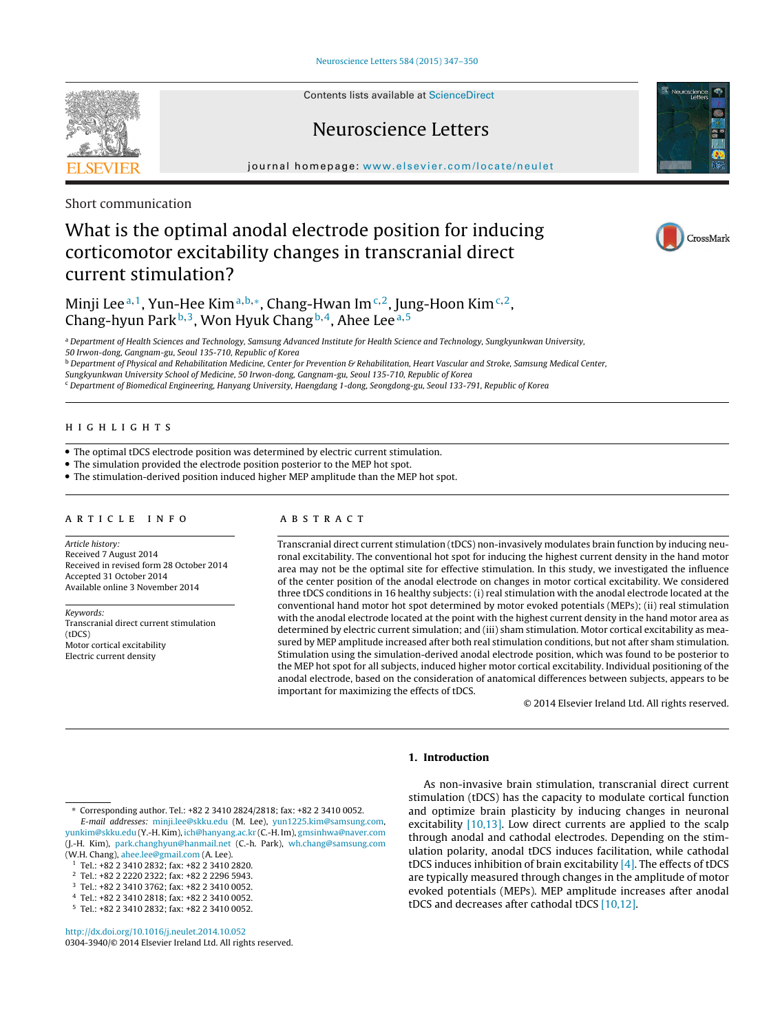Short communication

# What is the optimal anodal electrode position for inducing corticomotor excitability changes in transcranial direct current stimulation?

Minji Lee [a,1], Yun-Hee Kim [a,b,*], Chang-Hwan Im [c,2], Jung-Hoon Kim [c,2], Chang-hyun Park [b,3], Won Hyuk Chang [b,4], Ahee Lee [a,5]

[a] Department of Health Sciences and Technology, Samsung Advanced Institute for Health Science and Technology, Sungkyunkwan University, 50 Irwon-dong, Gangnam-gu, Seoul 135-710, Republic of Korea

[b] Department of Physical and Rehabilitation Medicine, Center for Prevention & Rehabilitation, Heart Vascular and Stroke, Samsung Medical Center, Sungkyunkwan University School of Medicine, 50 Irwon-dong, Gangnam-gu, Seoul 135-710, Republic of Korea

[c] Department of Biomedical Engineering, Hanyang University, Haengdang 1-dong, Seongdong-gu, Seoul 133-791, Republic of Korea

## HIGHLIGHTS

- The optimal tDCS electrode position was determined by electric current stimulation.
- The simulation provided the electrode position posterior to the MEP hot spot.
- The stimulation-derived position induced higher MEP amplitude than the MEP hot spot.

## ARTICLE INFO

*Article history:*
Received 7 August 2014
Received in revised form 28 October 2014
Accepted 31 October 2014
Available online 3 November 2014

*Keywords:*
Transcranial direct current stimulation (tDCS)
Motor cortical excitability
Electric current density

## ABSTRACT

Transcranial direct current stimulation (tDCS) non-invasively modulates brain function by inducing neuronal excitability. The conventional hot spot for inducing the highest current density in the hand motor area may not be the optimal site for effective stimulation. In this study, we investigated the influence of the center position of the anodal electrode on changes in motor cortical excitability. We considered three tDCS conditions in 16 healthy subjects: (i) real stimulation with the anodal electrode located at the conventional hand motor hot spot determined by motor evoked potentials (MEPs); (ii) real stimulation with the anodal electrode located at the point with the highest current density in the hand motor area as determined by electric current simulation; and (iii) sham stimulation. Motor cortical excitability as measured by MEP amplitude increased after both real stimulation conditions, but not after sham stimulation. Stimulation using the simulation-derived anodal electrode position, which was found to be posterior to the MEP hot spot for all subjects, induced higher motor cortical excitability. Individual positioning of the anodal electrode, based on the consideration of anatomical differences between subjects, appears to be important for maximizing the effects of tDCS.

© 2014 Elsevier Ireland Ltd. All rights reserved.

## 1. Introduction

As non-invasive brain stimulation, transcranial direct current stimulation (tDCS) has the capacity to modulate cortical function and optimize brain plasticity by inducing changes in neuronal excitability [10,13]. Low direct currents are applied to the scalp through anodal and cathodal electrodes. Depending on the stimulation polarity, anodal tDCS induces facilitation, while cathodal tDCS induces inhibition of brain excitability [4]. The effects of tDCS are typically measured through changes in the amplitude of motor evoked potentials (MEPs). MEP amplitude increases after anodal tDCS and decreases after cathodal tDCS [10,12].

* Corresponding author. Tel.: +82 2 3410 2824/2818; fax: +82 2 3410 0052.
*E-mail addresses:* minji.lee@skku.edu (M. Lee), yun1225.kim@samsung.com, yunkim@skku.edu (Y.-H. Kim), ich@hanyang.ac.kr (C.-H. Im), gmsinhwa@naver.com (J.-H. Kim), park.changhyun@hanmail.net (C.-h. Park), wh.chang@samsung.com (W.H. Chang), ahee.lee@gmail.com (A. Lee).

1 Tel.: +82 2 3410 2832; fax: +82 2 3410 2820.
2 Tel.: +82 2 2220 2322; fax: +82 2 2296 5943.
3 Tel.: +82 2 3410 3762; fax: +82 2 3410 0052.
4 Tel.: +82 2 3410 2818; fax: +82 2 3410 0052.
5 Tel.: +82 2 3410 2832; fax: +82 2 3410 0052.

http://dx.doi.org/10.1016/j.neulet.2014.10.052
0304-3940/© 2014 Elsevier Ireland Ltd. All rights reserved.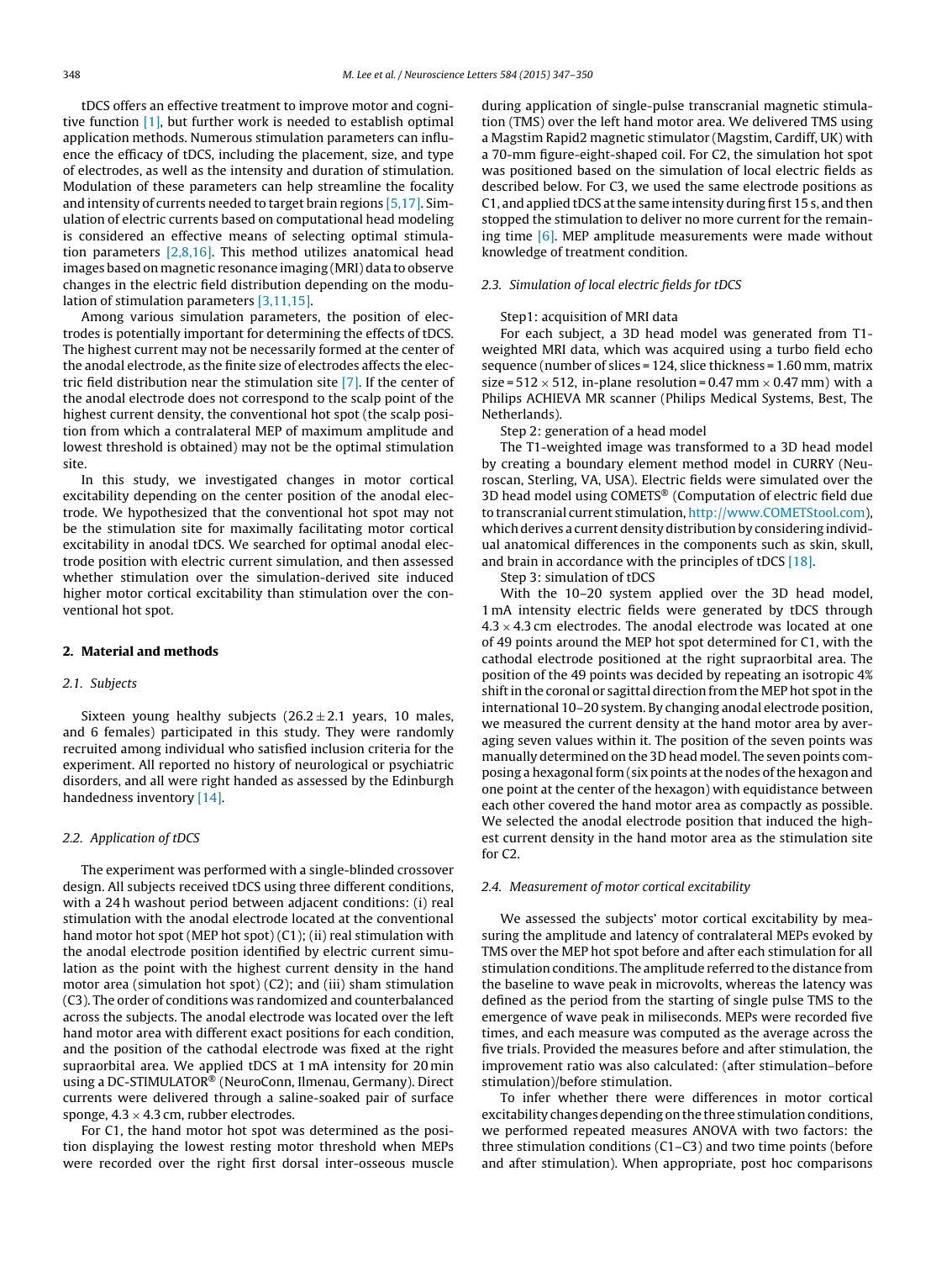tDCS offers an effective treatment to improve motor and cognitive function [1], but further work is needed to establish optimal application methods. Numerous stimulation parameters can influence the efficacy of tDCS, including the placement, size, and type of electrodes, as well as the intensity and duration of stimulation. Modulation of these parameters can help streamline the focality and intensity of currents needed to target brain regions [5,17]. Simulation of electric currents based on computational head modeling is considered an effective means of selecting optimal stimulation parameters [2,8,16]. This method utilizes anatomical head images based on magnetic resonance imaging (MRI) data to observe changes in the electric field distribution depending on the modulation of stimulation parameters [3,11,15].

Among various simulation parameters, the position of electrodes is potentially important for determining the effects of tDCS. The highest current may not be necessarily formed at the center of the anodal electrode, as the finite size of electrodes affects the electric field distribution near the stimulation site [7]. If the center of the anodal electrode does not correspond to the scalp point of the highest current density, the conventional hot spot (the scalp position from which a contralateral MEP of maximum amplitude and lowest threshold is obtained) may not be the optimal stimulation site.

In this study, we investigated changes in motor cortical excitability depending on the center position of the anodal electrode. We hypothesized that the conventional hot spot may not be the stimulation site for maximally facilitating motor cortical excitability in anodal tDCS. We searched for optimal anodal electrode position with electric current simulation, and then assessed whether stimulation over the simulation-derived site induced higher motor cortical excitability than stimulation over the conventional hot spot.

## 2. Material and methods

### 2.1. Subjects

Sixteen young healthy subjects (26.2 ± 2.1 years, 10 males, and 6 females) participated in this study. They were randomly recruited among individual who satisfied inclusion criteria for the experiment. All reported no history of neurological or psychiatric disorders, and all were right handed as assessed by the Edinburgh handedness inventory [14].

### 2.2. Application of tDCS

The experiment was performed with a single-blinded crossover design. All subjects received tDCS using three different conditions, with a 24 h washout period between adjacent conditions: (i) real stimulation with the anodal electrode located at the conventional hand motor hot spot (MEP hot spot) (C1); (ii) real stimulation with the anodal electrode position identified by electric current simulation as the point with the highest current density in the hand motor area (simulation hot spot) (C2); and (iii) sham stimulation (C3). The order of conditions was randomized and counterbalanced across the subjects. The anodal electrode was located over the left hand motor area with different exact positions for each condition, and the position of the cathodal electrode was fixed at the right supraorbital area. We applied tDCS at 1 mA intensity for 20 min using a DC-STIMULATOR® (NeuroConn, Ilmenau, Germany). Direct currents were delivered through a saline-soaked pair of surface sponge, 4.3 × 4.3 cm, rubber electrodes.

For C1, the hand motor hot spot was determined as the position displaying the lowest resting motor threshold when MEPs were recorded over the right first dorsal inter-osseous muscle during application of single-pulse transcranial magnetic stimulation (TMS) over the left hand motor area. We delivered TMS using a Magstim Rapid2 magnetic stimulator (Magstim, Cardiff, UK) with a 70-mm figure-eight-shaped coil. For C2, the simulation hot spot was positioned based on the simulation of local electric fields as described below. For C3, we used the same electrode positions as C1, and applied tDCS at the same intensity during first 15 s, and then stopped the stimulation to deliver no more current for the remaining time [6]. MEP amplitude measurements were made without knowledge of treatment condition.

### 2.3. Simulation of local electric fields for tDCS

Step1: acquisition of MRI data

For each subject, a 3D head model was generated from T1-weighted MRI data, which was acquired using a turbo field echo sequence (number of slices = 124, slice thickness = 1.60 mm, matrix size = 512 × 512, in-plane resolution = 0.47 mm × 0.47 mm) with a Philips ACHIEVA MR scanner (Philips Medical Systems, Best, The Netherlands).

Step 2: generation of a head model

The T1-weighted image was transformed to a 3D head model by creating a boundary element method model in CURRY (Neuroscan, Sterling, VA, USA). Electric fields were simulated over the 3D head model using COMETS® (Computation of electric field due to transcranial current stimulation, http://www.COMETStool.com), which derives a current density distribution by considering individual anatomical differences in the components such as skin, skull, and brain in accordance with the principles of tDCS [18].

Step 3: simulation of tDCS

With the 10–20 system applied over the 3D head model, 1 mA intensity electric fields were generated by tDCS through 4.3 × 4.3 cm electrodes. The anodal electrode was located at one of 49 points around the MEP hot spot determined for C1, with the cathodal electrode positioned at the right supraorbital area. The position of the 49 points was decided by repeating an isotropic 4% shift in the coronal or sagittal direction from the MEP hot spot in the international 10–20 system. By changing anodal electrode position, we measured the current density at the hand motor area by averaging seven values within it. The position of the seven points was manually determined on the 3D head model. The seven points composing a hexagonal form (six points at the nodes of the hexagon and one point at the center of the hexagon) with equidistance between each other covered the hand motor area as compactly as possible. We selected the anodal electrode position that induced the highest current density in the hand motor area as the stimulation site for C2.

### 2.4. Measurement of motor cortical excitability

We assessed the subjects' motor cortical excitability by measuring the amplitude and latency of contralateral MEPs evoked by TMS over the MEP hot spot before and after each stimulation for all stimulation conditions. The amplitude referred to the distance from the baseline to wave peak in microvolts, whereas the latency was defined as the period from the starting of single pulse TMS to the emergence of wave peak in miliseconds. MEPs were recorded five times, and each measure was computed as the average across the five trials. Provided the measures before and after stimulation, the improvement ratio was also calculated: (after stimulation–before stimulation)/before stimulation.

To infer whether there were differences in motor cortical excitability changes depending on the three stimulation conditions, we performed repeated measures ANOVA with two factors: the three stimulation conditions (C1–C3) and two time points (before and after stimulation). When appropriate, post hoc comparisons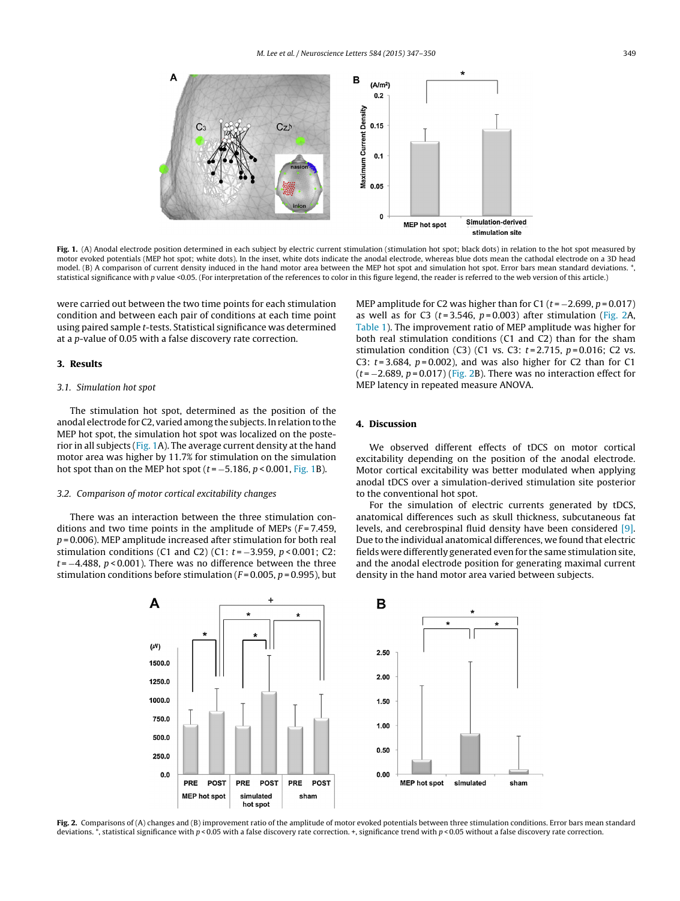Fig. 1. (A) Anodal electrode position determined in each subject by electric current stimulation (stimulation hot spot; black dots) in relation to the hot spot measured by motor evoked potentials (MEP hot spot; white dots). In the inset, white dots indicate the anodal electrode, whereas blue dots mean the cathodal electrode on a 3D head model. (B) A comparison of current density induced in the hand motor area between the MEP hot spot and simulation hot spot. Error bars mean standard deviations. *, statistical significance with $p$ value <0.05. (For interpretation of the references to color in this figure legend, the reader is referred to the web version of this article.)

were carried out between the two time points for each stimulation condition and between each pair of conditions at each time point using paired sample $t$-tests. Statistical significance was determined at a $p$-value of 0.05 with a false discovery rate correction.

## 3. Results

### 3.1. Simulation hot spot

The stimulation hot spot, determined as the position of the anodal electrode for C2, varied among the subjects. In relation to the MEP hot spot, the simulation hot spot was localized on the posterior in all subjects (Fig. 1A). The average current density at the hand motor area was higher by 11.7% for stimulation on the simulation hot spot than on the MEP hot spot ($t = -5.186$, $p < 0.001$, Fig. 1B).

### 3.2. Comparison of motor cortical excitability changes

There was an interaction between the three stimulation conditions and two time points in the amplitude of MEPs ($F = 7.459$, $p = 0.006$). MEP amplitude increased after stimulation for both real stimulation conditions (C1 and C2) (C1: $t = -3.959$, $p < 0.001$; C2: $t = -4.488$, $p < 0.001$). There was no difference between the three stimulation conditions before stimulation ($F = 0.005$, $p = 0.995$), but MEP amplitude for C2 was higher than for C1 ($t = -2.699$, $p = 0.017$) as well as for C3 ($t = 3.546$, $p = 0.003$) after stimulation (Fig. 2A, Table 1). The improvement ratio of MEP amplitude was higher for both real stimulation conditions (C1 and C2) than for the sham stimulation condition (C3) (C1 vs. C3: $t = 2.715$, $p = 0.016$; C2 vs. C3: $t = 3.684$, $p = 0.002$), and was also higher for C2 than for C1 ($t = -2.689$, $p = 0.017$) (Fig. 2B). There was no interaction effect for MEP latency in repeated measure ANOVA.

## 4. Discussion

We observed different effects of tDCS on motor cortical excitability depending on the position of the anodal electrode. Motor cortical excitability was better modulated when applying anodal tDCS over a simulation-derived stimulation site posterior to the conventional hot spot.

For the simulation of electric currents generated by tDCS, anatomical differences such as skull thickness, subcutaneous fat levels, and cerebrospinal fluid density have been considered [9]. Due to the individual anatomical differences, we found that electric fields were differently generated even for the same stimulation site, and the anodal electrode position for generating maximal current density in the hand motor area varied between subjects.

Fig. 2. Comparisons of (A) changes and (B) improvement ratio of the amplitude of motor evoked potentials between three stimulation conditions. Error bars mean standard deviations. *, statistical significance with $p < 0.05$ with a false discovery rate correction. +, significance trend with $p < 0.05$ without a false discovery rate correction.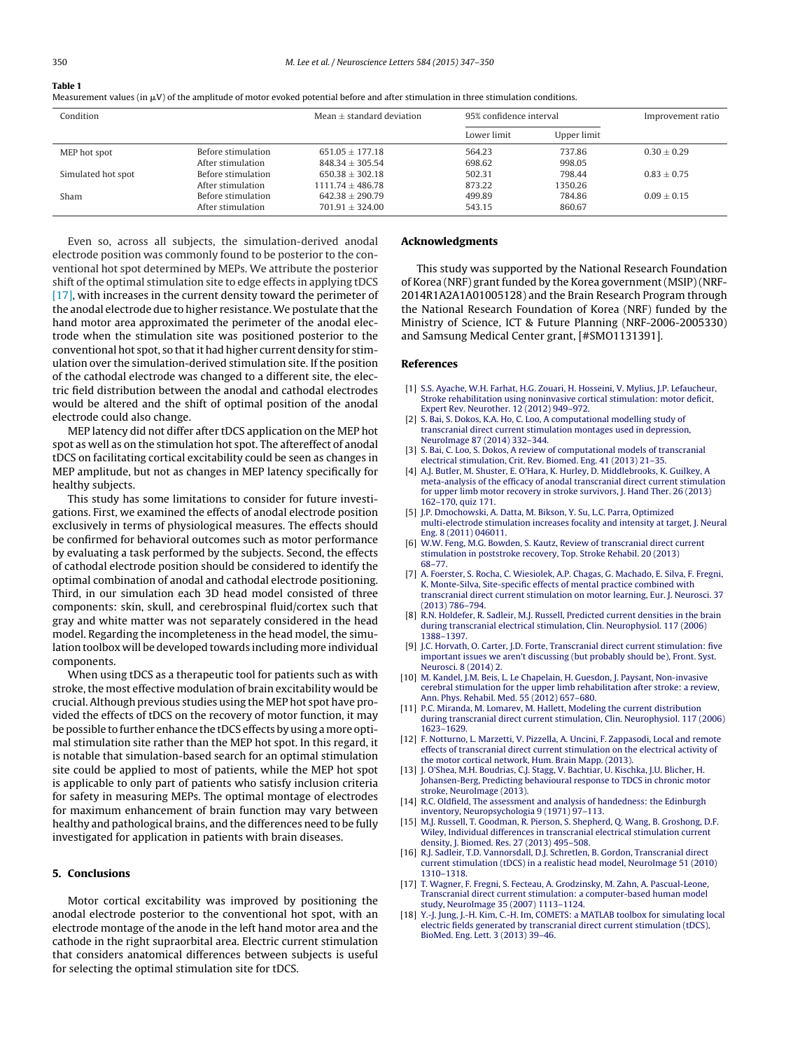**Table 1**
Measurement values (in μV) of the amplitude of motor evoked potential before and after stimulation in three stimulation conditions.

| Condition | | Mean ± standard deviation | 95% confidence interval | | Improvement ratio |
|---|---|---|---|---|---|
| | | | Lower limit | Upper limit | |
| MEP hot spot | Before stimulation | 651.05 ± 177.18 | 564.23 | 737.86 | 0.30 ± 0.29 |
| | After stimulation | 848.34 ± 305.54 | 698.62 | 998.05 | |
| Simulated hot spot | Before stimulation | 650.38 ± 302.18 | 502.31 | 798.44 | 0.83 ± 0.75 |
| | After stimulation | 1111.74 ± 486.78 | 873.22 | 1350.26 | |
| Sham | Before stimulation | 642.38 ± 290.79 | 499.89 | 784.86 | 0.09 ± 0.15 |
| | After stimulation | 701.91 ± 324.00 | 543.15 | 860.67 | |

Even so, across all subjects, the simulation-derived anodal electrode position was commonly found to be posterior to the conventional hot spot determined by MEPs. We attribute the posterior shift of the optimal stimulation site to edge effects in applying tDCS [17], with increases in the current density toward the perimeter of the anodal electrode due to higher resistance. We postulate that the hand motor area approximated the perimeter of the anodal electrode when the stimulation site was positioned posterior to the conventional hot spot, so that it had higher current density for stimulation over the simulation-derived stimulation site. If the position of the cathodal electrode was changed to a different site, the electric field distribution between the anodal and cathodal electrodes would be altered and the shift of optimal position of the anodal electrode could also change.

MEP latency did not differ after tDCS application on the MEP hot spot as well as on the stimulation hot spot. The aftereffect of anodal tDCS on facilitating cortical excitability could be seen as changes in MEP amplitude, but not as changes in MEP latency specifically for healthy subjects.

This study has some limitations to consider for future investigations. First, we examined the effects of anodal electrode position exclusively in terms of physiological measures. The effects should be confirmed for behavioral outcomes such as motor performance by evaluating a task performed by the subjects. Second, the effects of cathodal electrode position should be considered to identify the optimal combination of anodal and cathodal electrode positioning. Third, in our simulation each 3D head model consisted of three components: skin, skull, and cerebrospinal fluid/cortex such that gray and white matter was not separately considered in the head model. Regarding the incompleteness in the head model, the simulation toolbox will be developed towards including more individual components.

When using tDCS as a therapeutic tool for patients such as with stroke, the most effective modulation of brain excitability would be crucial. Although previous studies using the MEP hot spot have provided the effects of tDCS on the recovery of motor function, it may be possible to further enhance the tDCS effects by using a more optimal stimulation site rather than the MEP hot spot. In this regard, it is notable that simulation-based search for an optimal stimulation site could be applied to most of patients, while the MEP hot spot is applicable to only part of patients who satisfy inclusion criteria for safety in measuring MEPs. The optimal montage of electrodes for maximum enhancement of brain function may vary between healthy and pathological brains, and the differences need to be fully investigated for application in patients with brain diseases.

## 5. Conclusions

Motor cortical excitability was improved by positioning the anodal electrode posterior to the conventional hot spot, with an electrode montage of the anode in the left hand motor area and the cathode in the right supraorbital area. Electric current stimulation that considers anatomical differences between subjects is useful for selecting the optimal stimulation site for tDCS.

## Acknowledgments

This study was supported by the National Research Foundation of Korea (NRF) grant funded by the Korea government (MSIP) (NRF-2014R1A2A1A01005128) and the Brain Research Program through the National Research Foundation of Korea (NRF) funded by the Ministry of Science, ICT & Future Planning (NRF-2006-2005330) and Samsung Medical Center grant, [#SMO1131391].

## References

[1] S.S. Ayache, W.H. Farhat, H.G. Zouari, H. Hosseini, V. Mylius, J.P. Lefaucheur, Stroke rehabilitation using noninvasive cortical stimulation: motor deficit, Expert Rev. Neurother. 12 (2012) 949–972.

[2] S. Bai, S. Dokos, K.A. Ho, C. Loo, A computational modelling study of transcranial direct current stimulation montages used in depression, NeuroImage 87 (2014) 332–344.

[3] S. Bai, C. Loo, S. Dokos, A review of computational models of transcranial electrical stimulation, Crit. Rev. Biomed. Eng. 41 (2013) 21–35.

[4] A.J. Butler, M. Shuster, E. O'Hara, K. Hurley, D. Middlebrooks, K. Guilkey, A meta-analysis of the efficacy of anodal transcranial direct current stimulation for upper limb motor recovery in stroke survivors, J. Hand Ther. 26 (2013) 162–170, quiz 171.

[5] J.P. Dmochowski, A. Datta, M. Bikson, Y. Su, L.C. Parra, Optimized multi-electrode stimulation increases focality and intensity at target, J. Neural Eng. 8 (2011) 046011.

[6] W.W. Feng, M.G. Bowden, S. Kautz, Review of transcranial direct current stimulation in poststroke recovery, Top. Stroke Rehabil. 20 (2013) 68–77.

[7] A. Foerster, S. Rocha, C. Wiesiolek, A.P. Chagas, G. Machado, E. Silva, F. Fregni, K. Monte-Silva, Site-specific effects of mental practice combined with transcranial direct current stimulation on motor learning, Eur. J. Neurosci. 37 (2013) 786–794.

[8] R.N. Holdefer, R. Sadleir, M.J. Russell, Predicted current densities in the brain during transcranial electrical stimulation, Clin. Neurophysiol. 117 (2006) 1388–1397.

[9] J.C. Horvath, O. Carter, J.D. Forte, Transcranial direct current stimulation: five important issues we aren't discussing (but probably should be), Front. Syst. Neurosci. 8 (2014) 2.

[10] M. Kandel, J.M. Beis, L. Le Chapelain, H. Guesdon, J. Paysant, Non-invasive cerebral stimulation for the upper limb rehabilitation after stroke: a review, Ann. Phys. Rehabil. Med. 55 (2012) 657–680.

[11] P.C. Miranda, M. Lomarev, M. Hallett, Modeling the current distribution during transcranial direct current stimulation, Clin. Neurophysiol. 117 (2006) 1623–1629.

[12] F. Notturno, L. Marzetti, V. Pizzella, A. Uncini, F. Zappasodi, Local and remote effects of transcranial direct current stimulation on the electrical activity of the motor cortical network, Hum. Brain Mapp. (2013).

[13] J. O'Shea, M.H. Boudrias, C.J. Stagg, V. Bachtiar, U. Kischka, J.U. Blicher, H. Johansen-Berg, Predicting behavioural response to TDCS in chronic motor stroke, NeuroImage (2013).

[14] R.C. Oldfield, The assessment and analysis of handedness: the Edinburgh inventory, Neuropsychologia 9 (1971) 97–113.

[15] M.J. Russell, T. Goodman, R. Pierson, S. Shepherd, Q. Wang, B. Groshong, D.F. Wiley, Individual differences in transcranial electrical stimulation current density, J. Biomed. Res. 27 (2013) 495–508.

[16] R.J. Sadleir, T.D. Vannorsdall, D.J. Schretlen, B. Gordon, Transcranial direct current stimulation (tDCS) in a realistic head model, NeuroImage 51 (2010) 1310–1318.

[17] T. Wagner, F. Fregni, S. Fecteau, A. Grodzinsky, M. Zahn, A. Pascual-Leone, Transcranial direct current stimulation: a computer-based human model study, NeuroImage 35 (2007) 1113–1124.

[18] Y.-J. Jung, J.-H. Kim, C.-H. Im, COMETS: a MATLAB toolbox for simulating local electric fields generated by transcranial direct current stimulation (tDCS), BioMed. Eng. Lett. 3 (2013) 39–46.